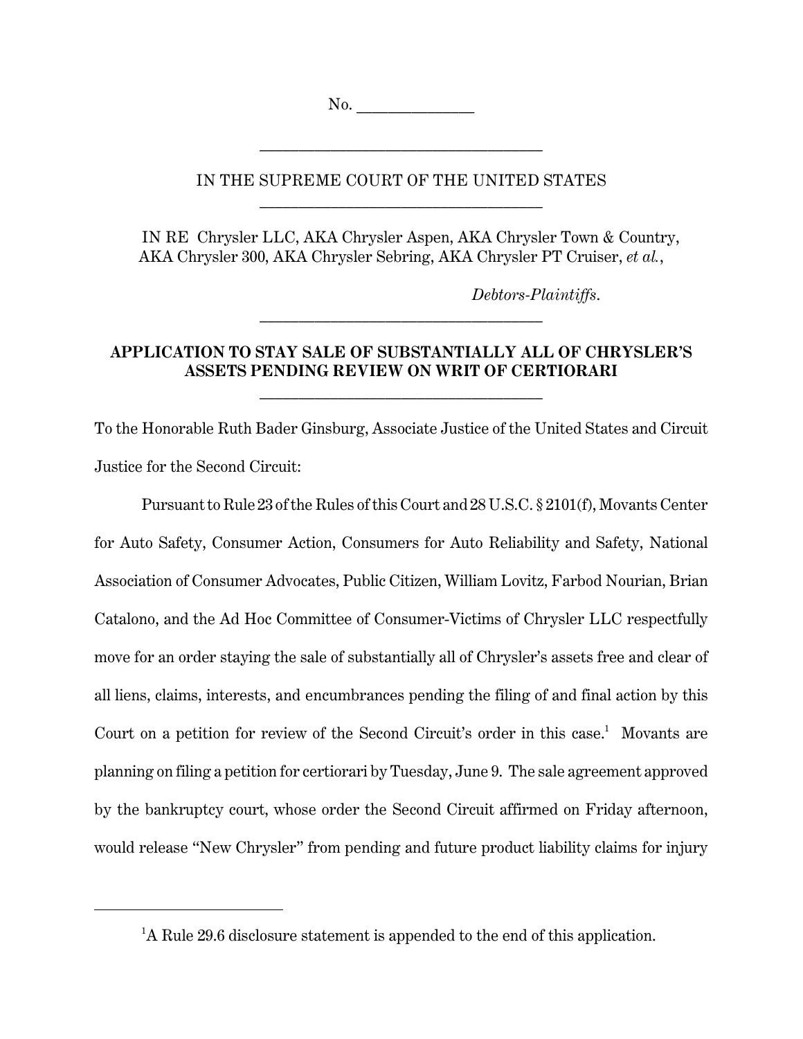No. ______________

---

IN THE SUPREME COURT OF THE UNITED STATES

---

IN RE Chrysler LLC, AKA Chrysler Aspen, AKA Chrysler Town & Country, AKA Chrysler 300, AKA Chrysler Sebring, AKA Chrysler PT Cruiser, *et al.*,

*Debtors-Plaintiffs*.

---

**APPLICATION TO STAY SALE OF SUBSTANTIALLY ALL OF CHRYSLER'S ASSETS PENDING REVIEW ON WRIT OF CERTIORARI**

---

To the Honorable Ruth Bader Ginsburg, Associate Justice of the United States and Circuit Justice for the Second Circuit:

Pursuant to Rule 23 of the Rules of this Court and 28 U.S.C. § 2101(f), Movants Center for Auto Safety, Consumer Action, Consumers for Auto Reliability and Safety, National Association of Consumer Advocates, Public Citizen, William Lovitz, Farbod Nourian, Brian Catalono, and the Ad Hoc Committee of Consumer-Victims of Chrysler LLC respectfully move for an order staying the sale of substantially all of Chrysler's assets free and clear of all liens, claims, interests, and encumbrances pending the filing of and final action by this Court on a petition for review of the Second Circuit's order in this case.[1] Movants are planning on filing a petition for certiorari by Tuesday, June 9. The sale agreement approved by the bankruptcy court, whose order the Second Circuit affirmed on Friday afternoon, would release "New Chrysler" from pending and future product liability claims for injury

---

[1] A Rule 29.6 disclosure statement is appended to the end of this application.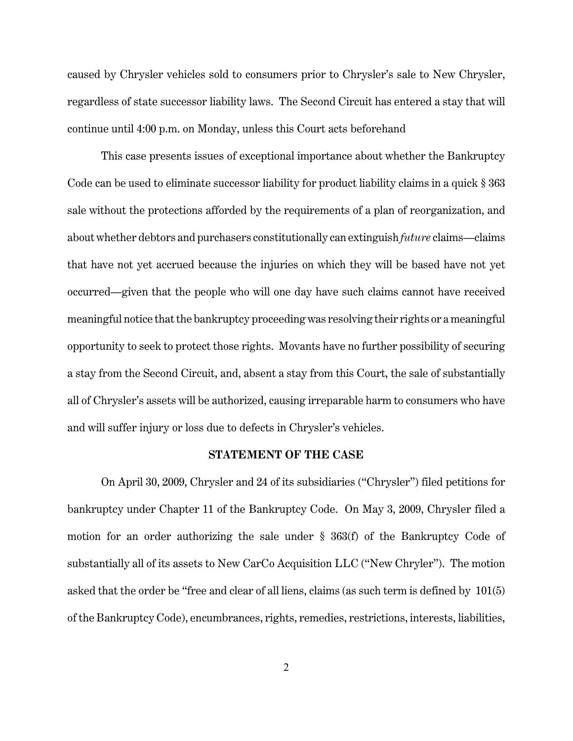caused by Chrysler vehicles sold to consumers prior to Chrysler's sale to New Chrysler, regardless of state successor liability laws. The Second Circuit has entered a stay that will continue until 4:00 p.m. on Monday, unless this Court acts beforehand

This case presents issues of exceptional importance about whether the Bankruptcy Code can be used to eliminate successor liability for product liability claims in a quick § 363 sale without the protections afforded by the requirements of a plan of reorganization, and about whether debtors and purchasers constitutionally can extinguish *future* claims—claims that have not yet accrued because the injuries on which they will be based have not yet occurred—given that the people who will one day have such claims cannot have received meaningful notice that the bankruptcy proceeding was resolving their rights or a meaningful opportunity to seek to protect those rights. Movants have no further possibility of securing a stay from the Second Circuit, and, absent a stay from this Court, the sale of substantially all of Chrysler's assets will be authorized, causing irreparable harm to consumers who have and will suffer injury or loss due to defects in Chrysler's vehicles.

**STATEMENT OF THE CASE**

On April 30, 2009, Chrysler and 24 of its subsidiaries ("Chrysler") filed petitions for bankruptcy under Chapter 11 of the Bankruptcy Code. On May 3, 2009, Chrysler filed a motion for an order authorizing the sale under § 363(f) of the Bankruptcy Code of substantially all of its assets to New CarCo Acquisition LLC ("New Chryler"). The motion asked that the order be "free and clear of all liens, claims (as such term is defined by 101(5) of the Bankruptcy Code), encumbrances, rights, remedies, restrictions, interests, liabilities,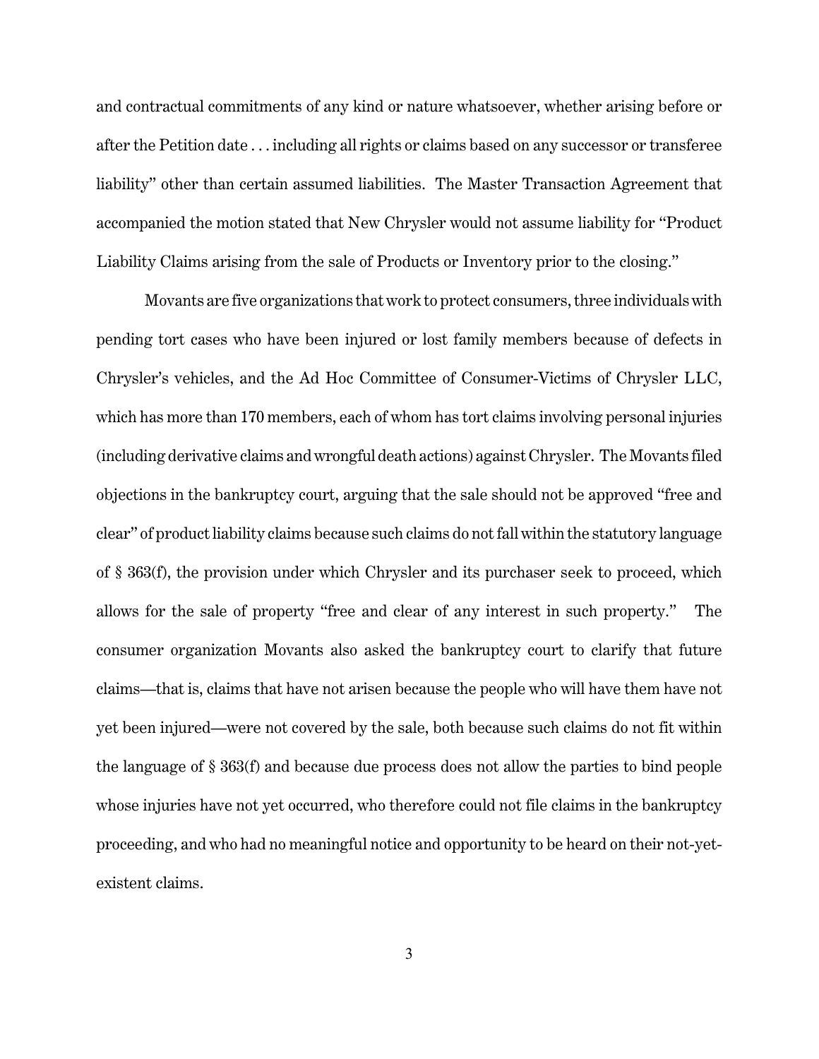and contractual commitments of any kind or nature whatsoever, whether arising before or after the Petition date . . . including all rights or claims based on any successor or transferee liability" other than certain assumed liabilities. The Master Transaction Agreement that accompanied the motion stated that New Chrysler would not assume liability for "Product Liability Claims arising from the sale of Products or Inventory prior to the closing."

Movants are five organizations that work to protect consumers, three individuals with pending tort cases who have been injured or lost family members because of defects in Chrysler's vehicles, and the Ad Hoc Committee of Consumer-Victims of Chrysler LLC, which has more than 170 members, each of whom has tort claims involving personal injuries (including derivative claims and wrongful death actions) against Chrysler. The Movants filed objections in the bankruptcy court, arguing that the sale should not be approved "free and clear" of product liability claims because such claims do not fall within the statutory language of § 363(f), the provision under which Chrysler and its purchaser seek to proceed, which allows for the sale of property "free and clear of any interest in such property." The consumer organization Movants also asked the bankruptcy court to clarify that future claims—that is, claims that have not arisen because the people who will have them have not yet been injured—were not covered by the sale, both because such claims do not fit within the language of § 363(f) and because due process does not allow the parties to bind people whose injuries have not yet occurred, who therefore could not file claims in the bankruptcy proceeding, and who had no meaningful notice and opportunity to be heard on their not-yet-existent claims.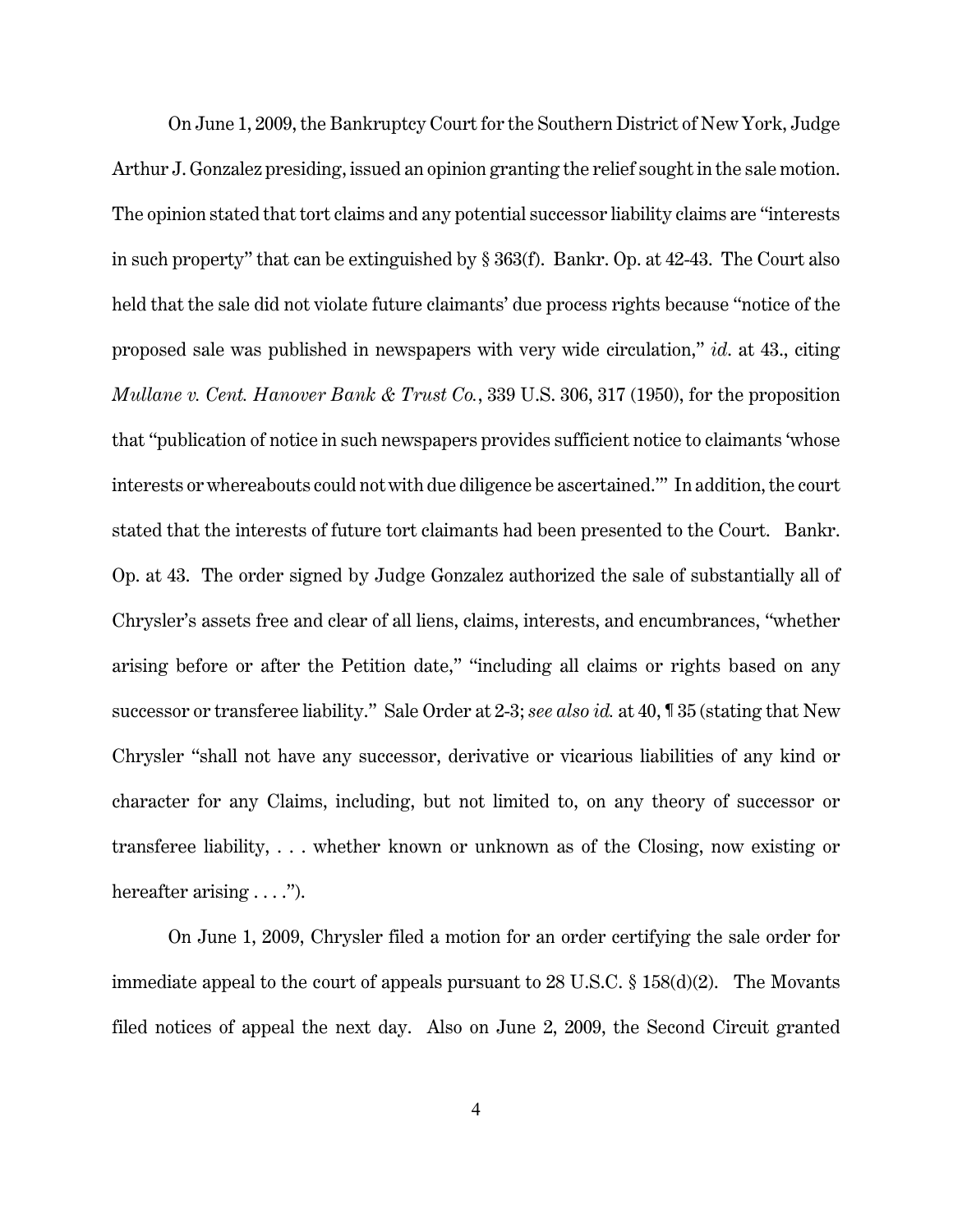On June 1, 2009, the Bankruptcy Court for the Southern District of New York, Judge Arthur J. Gonzalez presiding, issued an opinion granting the relief sought in the sale motion. The opinion stated that tort claims and any potential successor liability claims are "interests in such property" that can be extinguished by § 363(f). Bankr. Op. at 42-43. The Court also held that the sale did not violate future claimants' due process rights because "notice of the proposed sale was published in newspapers with very wide circulation," *id.* at 43., citing *Mullane v. Cent. Hanover Bank & Trust Co.*, 339 U.S. 306, 317 (1950), for the proposition that "publication of notice in such newspapers provides sufficient notice to claimants 'whose interests or whereabouts could not with due diligence be ascertained.'" In addition, the court stated that the interests of future tort claimants had been presented to the Court. Bankr. Op. at 43. The order signed by Judge Gonzalez authorized the sale of substantially all of Chrysler's assets free and clear of all liens, claims, interests, and encumbrances, "whether arising before or after the Petition date," "including all claims or rights based on any successor or transferee liability." Sale Order at 2-3; *see also id.* at 40, ¶ 35 (stating that New Chrysler "shall not have any successor, derivative or vicarious liabilities of any kind or character for any Claims, including, but not limited to, on any theory of successor or transferee liability, . . . whether known or unknown as of the Closing, now existing or hereafter arising . . . .").

On June 1, 2009, Chrysler filed a motion for an order certifying the sale order for immediate appeal to the court of appeals pursuant to 28 U.S.C. § 158(d)(2). The Movants filed notices of appeal the next day. Also on June 2, 2009, the Second Circuit granted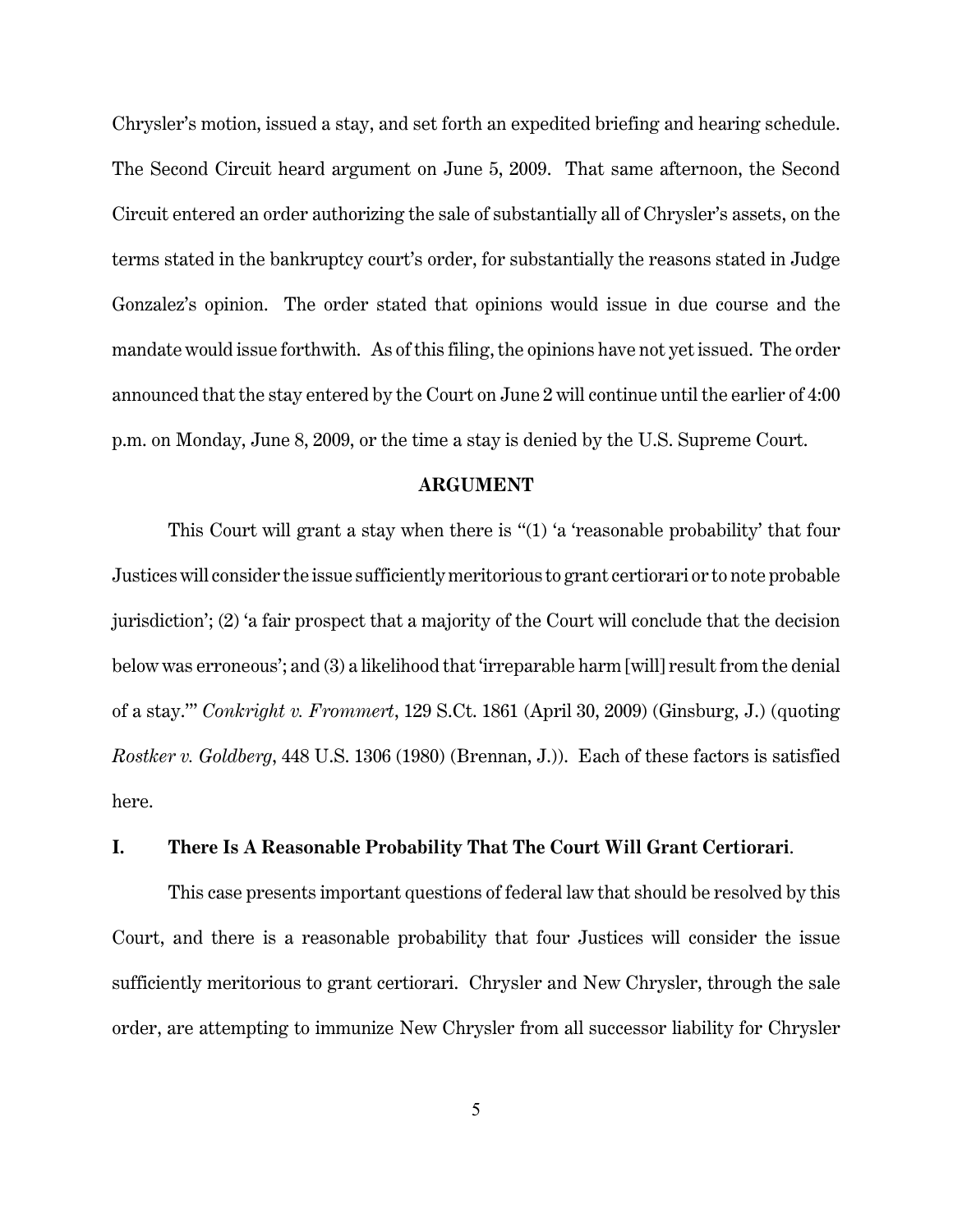Chrysler's motion, issued a stay, and set forth an expedited briefing and hearing schedule. The Second Circuit heard argument on June 5, 2009. That same afternoon, the Second Circuit entered an order authorizing the sale of substantially all of Chrysler's assets, on the terms stated in the bankruptcy court's order, for substantially the reasons stated in Judge Gonzalez's opinion. The order stated that opinions would issue in due course and the mandate would issue forthwith. As of this filing, the opinions have not yet issued. The order announced that the stay entered by the Court on June 2 will continue until the earlier of 4:00 p.m. on Monday, June 8, 2009, or the time a stay is denied by the U.S. Supreme Court.

**ARGUMENT**

This Court will grant a stay when there is "(1) 'a 'reasonable probability' that four Justices will consider the issue sufficiently meritorious to grant certiorari or to note probable jurisdiction'; (2) 'a fair prospect that a majority of the Court will conclude that the decision below was erroneous'; and (3) a likelihood that 'irreparable harm [will] result from the denial of a stay.'" *Conkright v. Frommert*, 129 S.Ct. 1861 (April 30, 2009) (Ginsburg, J.) (quoting *Rostker v. Goldberg*, 448 U.S. 1306 (1980) (Brennan, J.)). Each of these factors is satisfied here.

## I. There Is A Reasonable Probability That The Court Will Grant Certiorari.

This case presents important questions of federal law that should be resolved by this Court, and there is a reasonable probability that four Justices will consider the issue sufficiently meritorious to grant certiorari. Chrysler and New Chrysler, through the sale order, are attempting to immunize New Chrysler from all successor liability for Chrysler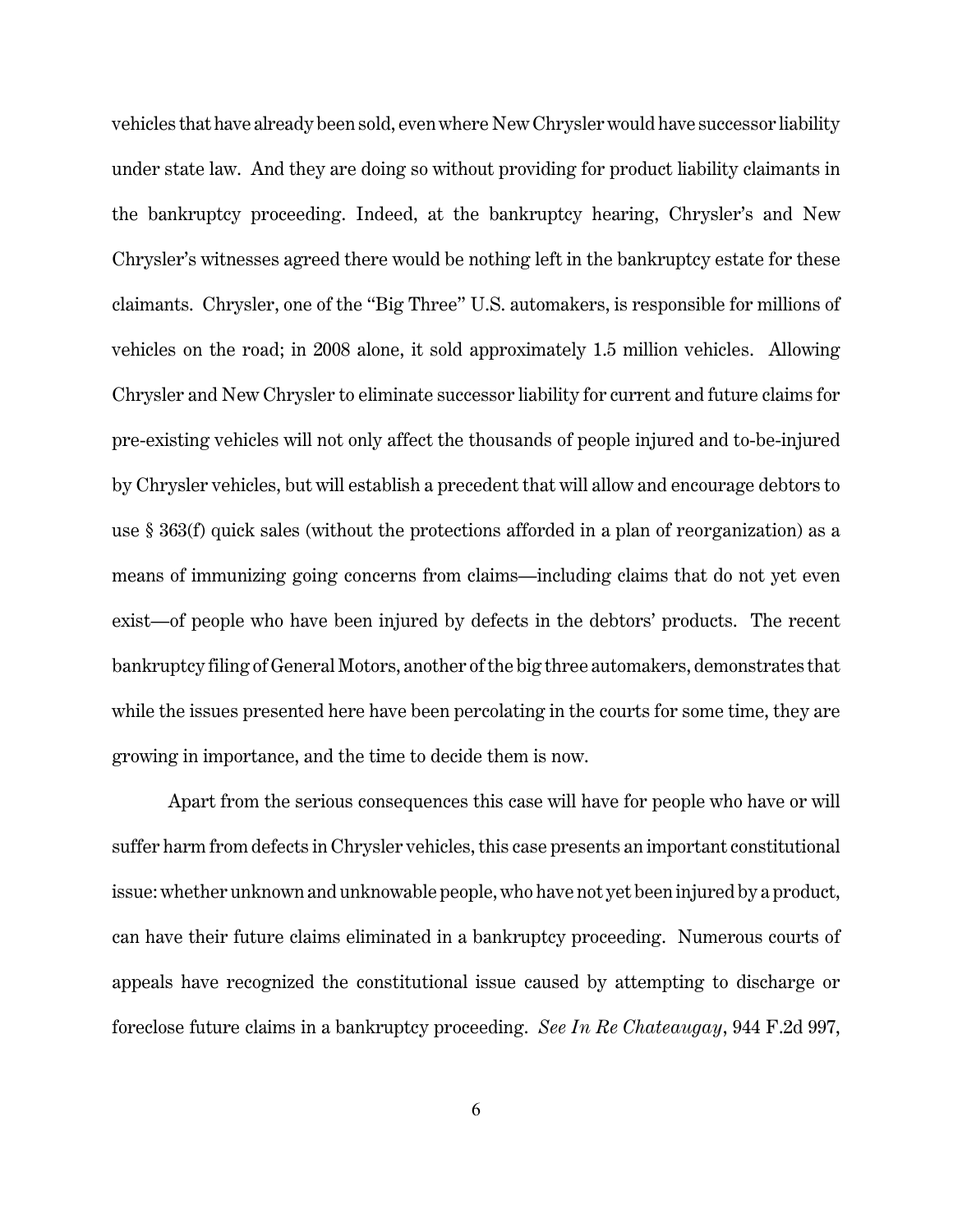vehicles that have already been sold, even where New Chrysler would have successor liability under state law. And they are doing so without providing for product liability claimants in the bankruptcy proceeding. Indeed, at the bankruptcy hearing, Chrysler's and New Chrysler's witnesses agreed there would be nothing left in the bankruptcy estate for these claimants. Chrysler, one of the "Big Three" U.S. automakers, is responsible for millions of vehicles on the road; in 2008 alone, it sold approximately 1.5 million vehicles. Allowing Chrysler and New Chrysler to eliminate successor liability for current and future claims for pre-existing vehicles will not only affect the thousands of people injured and to-be-injured by Chrysler vehicles, but will establish a precedent that will allow and encourage debtors to use § 363(f) quick sales (without the protections afforded in a plan of reorganization) as a means of immunizing going concerns from claims—including claims that do not yet even exist—of people who have been injured by defects in the debtors' products. The recent bankruptcy filing of General Motors, another of the big three automakers, demonstrates that while the issues presented here have been percolating in the courts for some time, they are growing in importance, and the time to decide them is now.

Apart from the serious consequences this case will have for people who have or will suffer harm from defects in Chrysler vehicles, this case presents an important constitutional issue: whether unknown and unknowable people, who have not yet been injured by a product, can have their future claims eliminated in a bankruptcy proceeding. Numerous courts of appeals have recognized the constitutional issue caused by attempting to discharge or foreclose future claims in a bankruptcy proceeding. *See In Re Chateaugay*, 944 F.2d 997,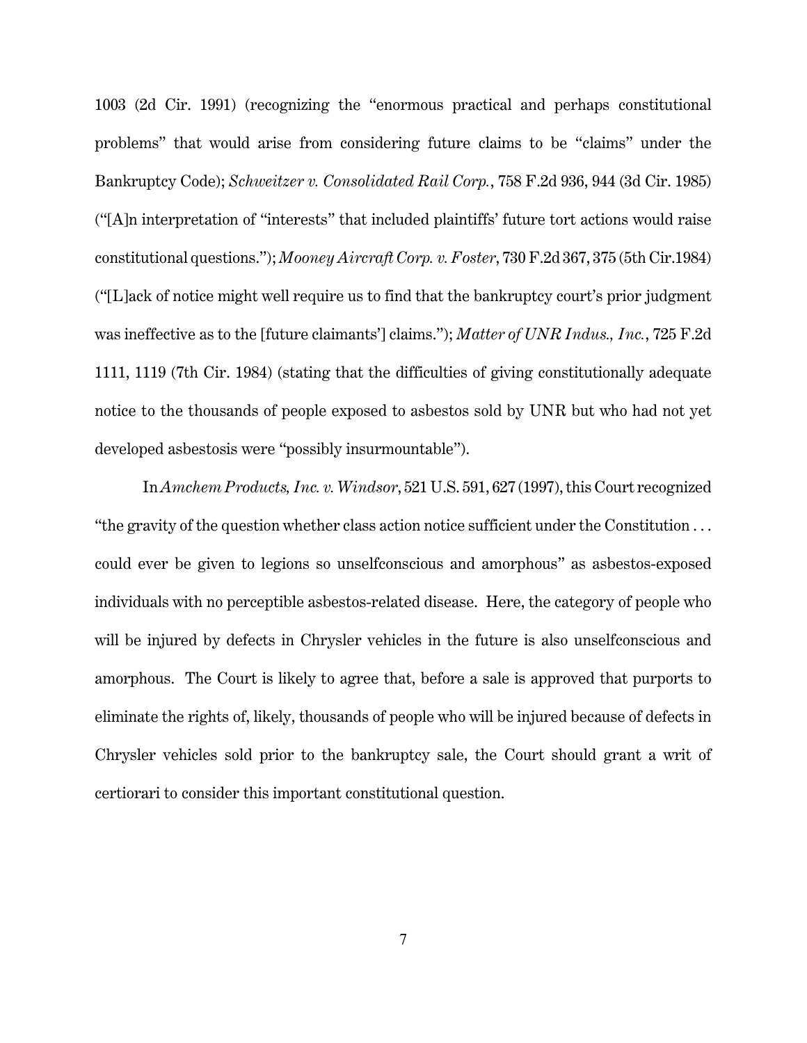1003 (2d Cir. 1991) (recognizing the "enormous practical and perhaps constitutional problems" that would arise from considering future claims to be "claims" under the Bankruptcy Code); *Schweitzer v. Consolidated Rail Corp.*, 758 F.2d 936, 944 (3d Cir. 1985) ("[A]n interpretation of "interests" that included plaintiffs' future tort actions would raise constitutional questions."); *Mooney Aircraft Corp. v. Foster*, 730 F.2d 367, 375 (5th Cir.1984) ("[L]ack of notice might well require us to find that the bankruptcy court's prior judgment was ineffective as to the [future claimants'] claims."); *Matter of UNR Indus., Inc.*, 725 F.2d 1111, 1119 (7th Cir. 1984) (stating that the difficulties of giving constitutionally adequate notice to the thousands of people exposed to asbestos sold by UNR but who had not yet developed asbestosis were "possibly insurmountable").

In *Amchem Products, Inc. v. Windsor*, 521 U.S. 591, 627 (1997), this Court recognized "the gravity of the question whether class action notice sufficient under the Constitution . . . could ever be given to legions so unselfconscious and amorphous" as asbestos-exposed individuals with no perceptible asbestos-related disease. Here, the category of people who will be injured by defects in Chrysler vehicles in the future is also unselfconscious and amorphous. The Court is likely to agree that, before a sale is approved that purports to eliminate the rights of, likely, thousands of people who will be injured because of defects in Chrysler vehicles sold prior to the bankruptcy sale, the Court should grant a writ of certiorari to consider this important constitutional question.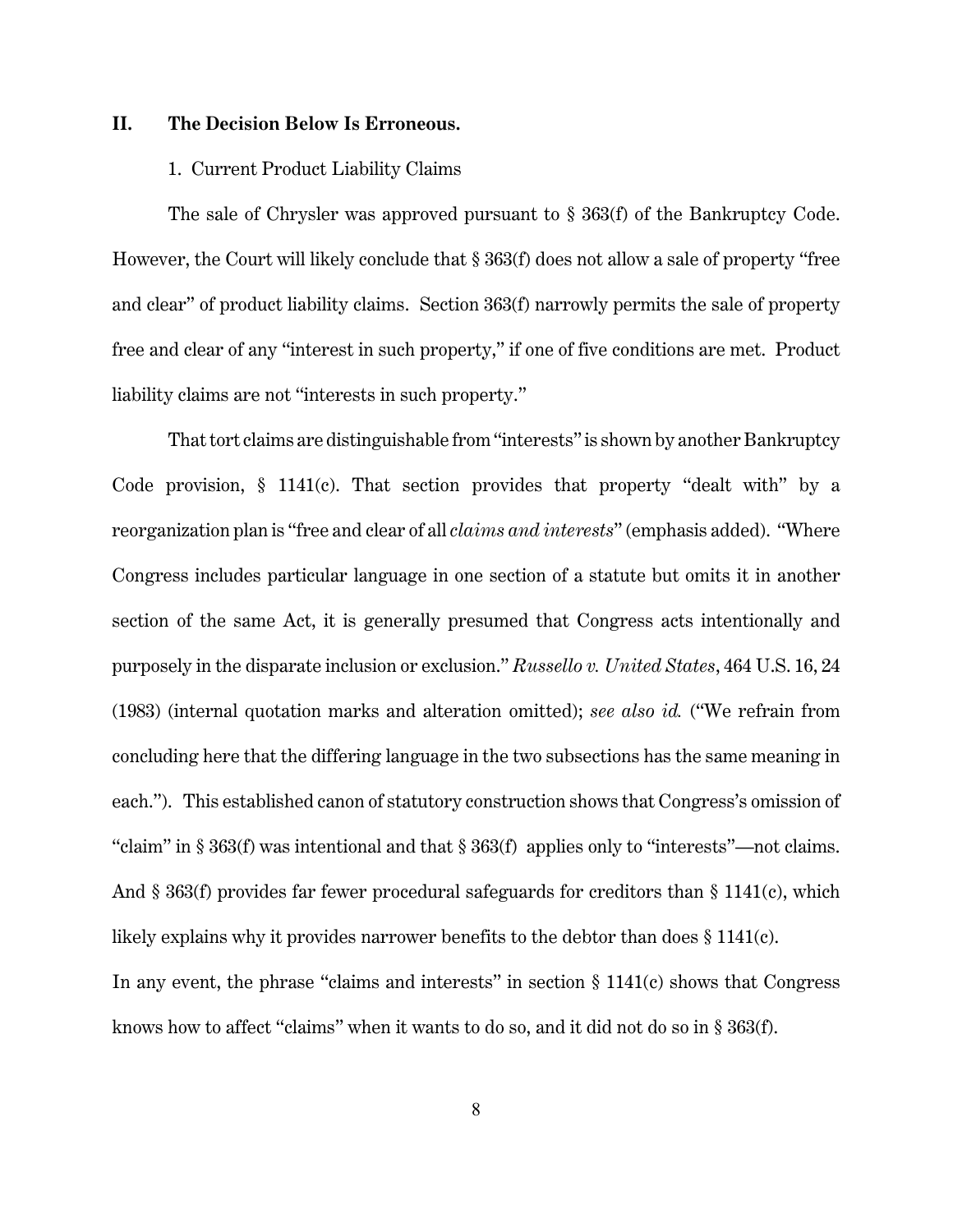## II. The Decision Below Is Erroneous.

1. Current Product Liability Claims

The sale of Chrysler was approved pursuant to § 363(f) of the Bankruptcy Code. However, the Court will likely conclude that § 363(f) does not allow a sale of property "free and clear" of product liability claims. Section 363(f) narrowly permits the sale of property free and clear of any "interest in such property," if one of five conditions are met. Product liability claims are not "interests in such property."

That tort claims are distinguishable from "interests" is shown by another Bankruptcy Code provision, § 1141(c). That section provides that property "dealt with" by a reorganization plan is "free and clear of all *claims and interests*" (emphasis added). "Where Congress includes particular language in one section of a statute but omits it in another section of the same Act, it is generally presumed that Congress acts intentionally and purposely in the disparate inclusion or exclusion." *Russello v. United States*, 464 U.S. 16, 24 (1983) (internal quotation marks and alteration omitted); *see also id.* ("We refrain from concluding here that the differing language in the two subsections has the same meaning in each."). This established canon of statutory construction shows that Congress's omission of "claim" in § 363(f) was intentional and that § 363(f) applies only to "interests"—not claims. And § 363(f) provides far fewer procedural safeguards for creditors than § 1141(c), which likely explains why it provides narrower benefits to the debtor than does § 1141(c).

In any event, the phrase "claims and interests" in section § 1141(c) shows that Congress knows how to affect "claims" when it wants to do so, and it did not do so in § 363(f).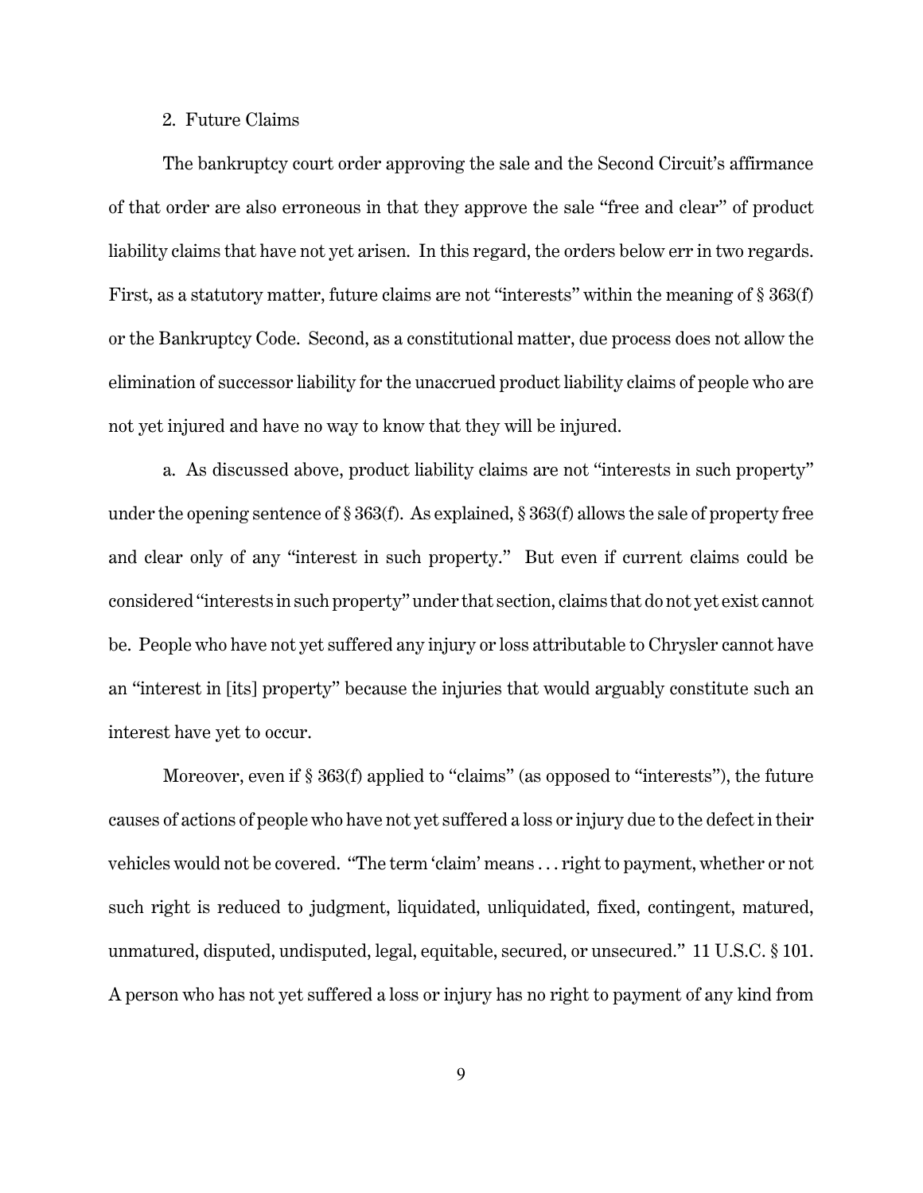2. Future Claims

The bankruptcy court order approving the sale and the Second Circuit's affirmance of that order are also erroneous in that they approve the sale "free and clear" of product liability claims that have not yet arisen. In this regard, the orders below err in two regards. First, as a statutory matter, future claims are not "interests" within the meaning of § 363(f) or the Bankruptcy Code. Second, as a constitutional matter, due process does not allow the elimination of successor liability for the unaccrued product liability claims of people who are not yet injured and have no way to know that they will be injured.

a. As discussed above, product liability claims are not "interests in such property" under the opening sentence of § 363(f). As explained, § 363(f) allows the sale of property free and clear only of any "interest in such property." But even if current claims could be considered "interests in such property" under that section, claims that do not yet exist cannot be. People who have not yet suffered any injury or loss attributable to Chrysler cannot have an "interest in [its] property" because the injuries that would arguably constitute such an interest have yet to occur.

Moreover, even if § 363(f) applied to "claims" (as opposed to "interests"), the future causes of actions of people who have not yet suffered a loss or injury due to the defect in their vehicles would not be covered. "The term 'claim' means . . . right to payment, whether or not such right is reduced to judgment, liquidated, unliquidated, fixed, contingent, matured, unmatured, disputed, undisputed, legal, equitable, secured, or unsecured." 11 U.S.C. § 101. A person who has not yet suffered a loss or injury has no right to payment of any kind from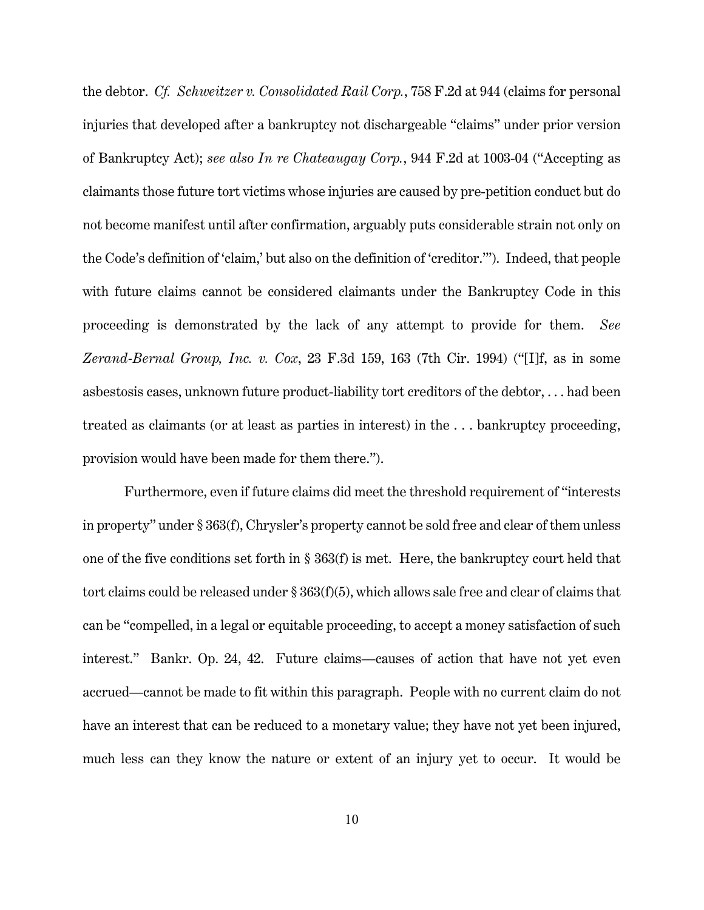the debtor. *Cf. Schweitzer v. Consolidated Rail Corp.*, 758 F.2d at 944 (claims for personal injuries that developed after a bankruptcy not dischargeable "claims" under prior version of Bankruptcy Act); *see also In re Chateaugay Corp.*, 944 F.2d at 1003-04 ("Accepting as claimants those future tort victims whose injuries are caused by pre-petition conduct but do not become manifest until after confirmation, arguably puts considerable strain not only on the Code's definition of 'claim,' but also on the definition of 'creditor.'"). Indeed, that people with future claims cannot be considered claimants under the Bankruptcy Code in this proceeding is demonstrated by the lack of any attempt to provide for them. *See Zerand-Bernal Group, Inc. v. Cox*, 23 F.3d 159, 163 (7th Cir. 1994) ("[I]f, as in some asbestosis cases, unknown future product-liability tort creditors of the debtor, . . . had been treated as claimants (or at least as parties in interest) in the . . . bankruptcy proceeding, provision would have been made for them there.").

Furthermore, even if future claims did meet the threshold requirement of "interests in property" under § 363(f), Chrysler's property cannot be sold free and clear of them unless one of the five conditions set forth in § 363(f) is met. Here, the bankruptcy court held that tort claims could be released under § 363(f)(5), which allows sale free and clear of claims that can be "compelled, in a legal or equitable proceeding, to accept a money satisfaction of such interest." Bankr. Op. 24, 42. Future claims—causes of action that have not yet even accrued—cannot be made to fit within this paragraph. People with no current claim do not have an interest that can be reduced to a monetary value; they have not yet been injured, much less can they know the nature or extent of an injury yet to occur. It would be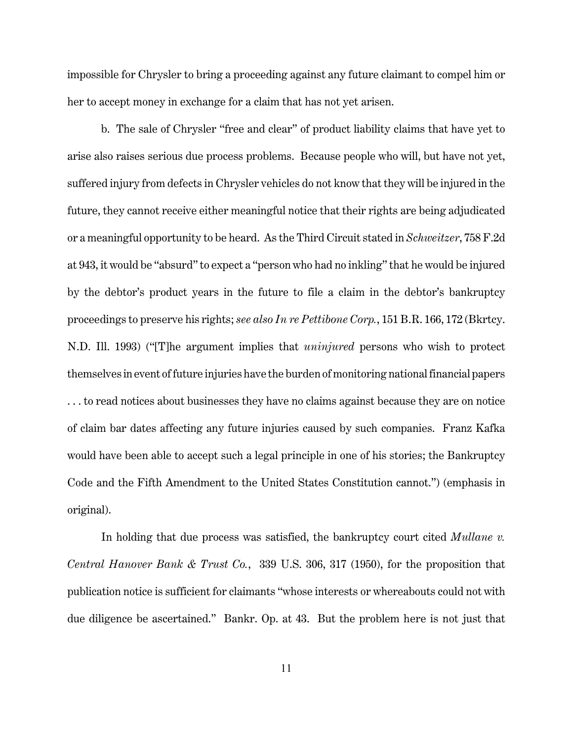impossible for Chrysler to bring a proceeding against any future claimant to compel him or her to accept money in exchange for a claim that has not yet arisen.

b. The sale of Chrysler "free and clear" of product liability claims that have yet to arise also raises serious due process problems. Because people who will, but have not yet, suffered injury from defects in Chrysler vehicles do not know that they will be injured in the future, they cannot receive either meaningful notice that their rights are being adjudicated or a meaningful opportunity to be heard. As the Third Circuit stated in *Schweitzer*, 758 F.2d at 943, it would be "absurd" to expect a "person who had no inkling" that he would be injured by the debtor's product years in the future to file a claim in the debtor's bankruptcy proceedings to preserve his rights; *see also In re Pettibone Corp.*, 151 B.R. 166, 172 (Bkrtcy. N.D. Ill. 1993) ("[T]he argument implies that *uninjured* persons who wish to protect themselves in event of future injuries have the burden of monitoring national financial papers . . . to read notices about businesses they have no claims against because they are on notice of claim bar dates affecting any future injuries caused by such companies. Franz Kafka would have been able to accept such a legal principle in one of his stories; the Bankruptcy Code and the Fifth Amendment to the United States Constitution cannot.") (emphasis in original).

In holding that due process was satisfied, the bankruptcy court cited *Mullane v. Central Hanover Bank & Trust Co.*, 339 U.S. 306, 317 (1950), for the proposition that publication notice is sufficient for claimants "whose interests or whereabouts could not with due diligence be ascertained." Bankr. Op. at 43. But the problem here is not just that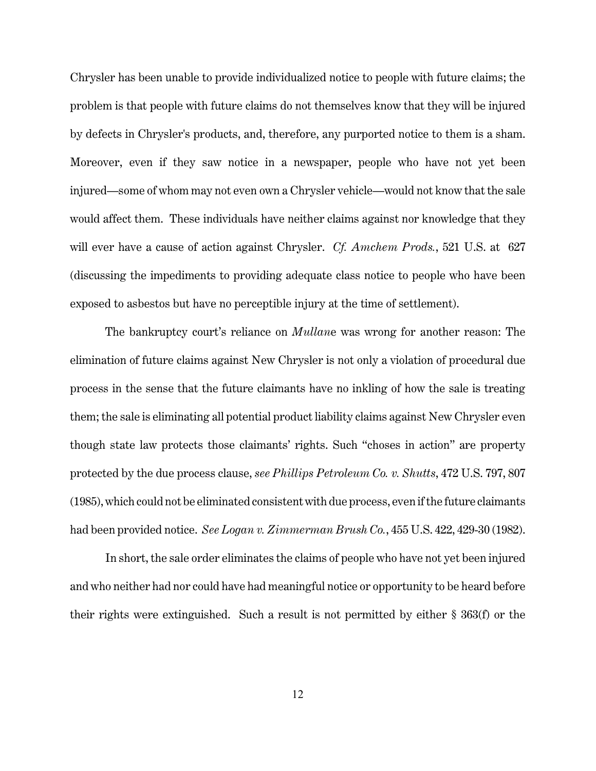Chrysler has been unable to provide individualized notice to people with future claims; the problem is that people with future claims do not themselves know that they will be injured by defects in Chrysler's products, and, therefore, any purported notice to them is a sham. Moreover, even if they saw notice in a newspaper, people who have not yet been injured—some of whom may not even own a Chrysler vehicle—would not know that the sale would affect them. These individuals have neither claims against nor knowledge that they will ever have a cause of action against Chrysler. *Cf. Amchem Prods.*, 521 U.S. at 627 (discussing the impediments to providing adequate class notice to people who have been exposed to asbestos but have no perceptible injury at the time of settlement).

The bankruptcy court's reliance on *Mullane* was wrong for another reason: The elimination of future claims against New Chrysler is not only a violation of procedural due process in the sense that the future claimants have no inkling of how the sale is treating them; the sale is eliminating all potential product liability claims against New Chrysler even though state law protects those claimants' rights. Such "choses in action" are property protected by the due process clause, *see Phillips Petroleum Co. v. Shutts*, 472 U.S. 797, 807 (1985), which could not be eliminated consistent with due process, even if the future claimants had been provided notice. *See Logan v. Zimmerman Brush Co.*, 455 U.S. 422, 429-30 (1982).

In short, the sale order eliminates the claims of people who have not yet been injured and who neither had nor could have had meaningful notice or opportunity to be heard before their rights were extinguished. Such a result is not permitted by either § 363(f) or the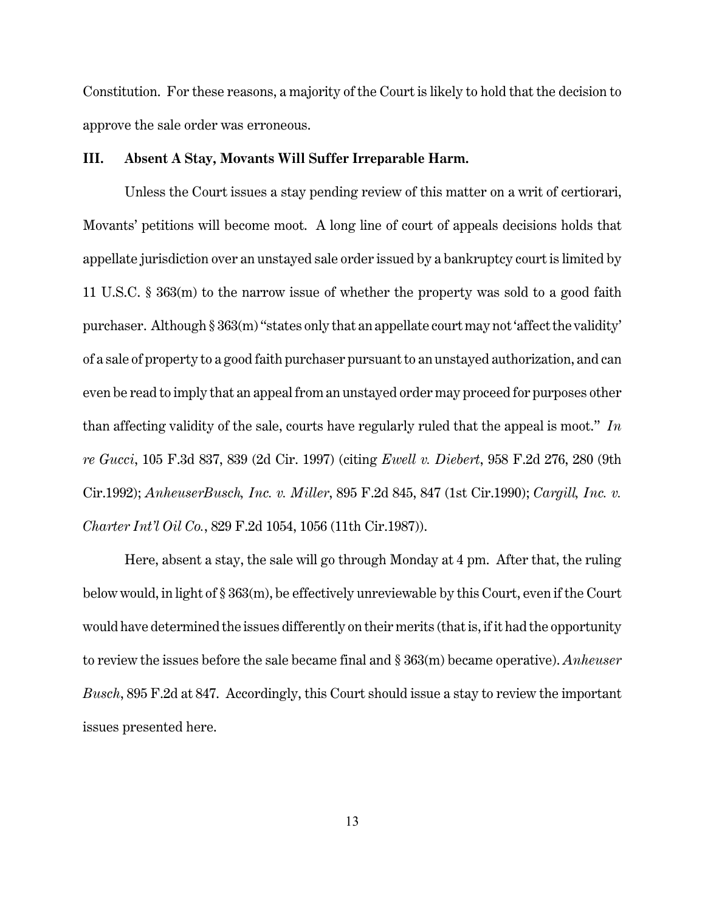Constitution. For these reasons, a majority of the Court is likely to hold that the decision to approve the sale order was erroneous.

### III. Absent A Stay, Movants Will Suffer Irreparable Harm.

Unless the Court issues a stay pending review of this matter on a writ of certiorari, Movants' petitions will become moot. A long line of court of appeals decisions holds that appellate jurisdiction over an unstayed sale order issued by a bankruptcy court is limited by 11 U.S.C. § 363(m) to the narrow issue of whether the property was sold to a good faith purchaser. Although § 363(m) "states only that an appellate court may not 'affect the validity' of a sale of property to a good faith purchaser pursuant to an unstayed authorization, and can even be read to imply that an appeal from an unstayed order may proceed for purposes other than affecting validity of the sale, courts have regularly ruled that the appeal is moot." *In re Gucci*, 105 F.3d 837, 839 (2d Cir. 1997) (citing *Ewell v. Diebert*, 958 F.2d 276, 280 (9th Cir.1992); *AnheuserBusch, Inc. v. Miller*, 895 F.2d 845, 847 (1st Cir.1990); *Cargill, Inc. v. Charter Int'l Oil Co.*, 829 F.2d 1054, 1056 (11th Cir.1987)).

Here, absent a stay, the sale will go through Monday at 4 pm. After that, the ruling below would, in light of § 363(m), be effectively unreviewable by this Court, even if the Court would have determined the issues differently on their merits (that is, if it had the opportunity to review the issues before the sale became final and § 363(m) became operative). *Anheuser Busch*, 895 F.2d at 847. Accordingly, this Court should issue a stay to review the important issues presented here.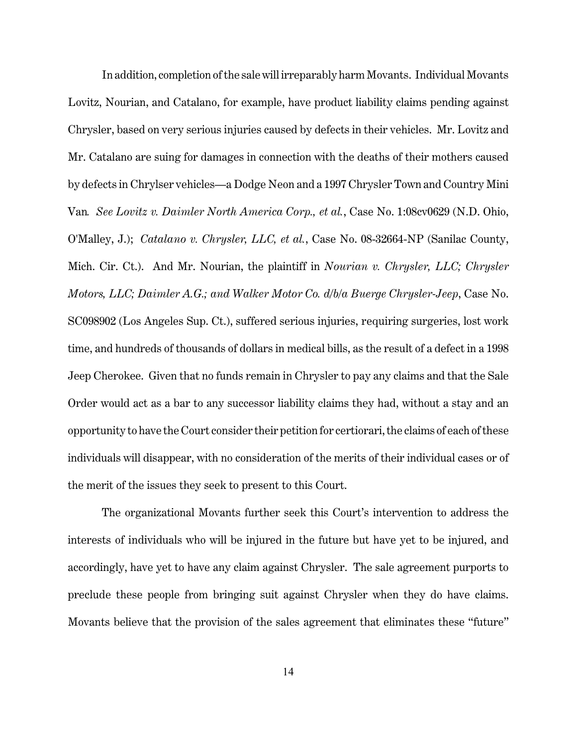In addition, completion of the sale will irreparably harm Movants. Individual Movants Lovitz, Nourian, and Catalano, for example, have product liability claims pending against Chrysler, based on very serious injuries caused by defects in their vehicles. Mr. Lovitz and Mr. Catalano are suing for damages in connection with the deaths of their mothers caused by defects in Chrylser vehicles—a Dodge Neon and a 1997 Chrysler Town and Country Mini Van. *See Lovitz v. Daimler North America Corp., et al.*, Case No. 1:08cv0629 (N.D. Ohio, O'Malley, J.); *Catalano v. Chrysler, LLC, et al.*, Case No. 08-32664-NP (Sanilac County, Mich. Cir. Ct.). And Mr. Nourian, the plaintiff in *Nourian v. Chrysler, LLC; Chrysler Motors, LLC; Daimler A.G.; and Walker Motor Co. d/b/a Buerge Chrysler-Jeep*, Case No. SC098902 (Los Angeles Sup. Ct.), suffered serious injuries, requiring surgeries, lost work time, and hundreds of thousands of dollars in medical bills, as the result of a defect in a 1998 Jeep Cherokee. Given that no funds remain in Chrysler to pay any claims and that the Sale Order would act as a bar to any successor liability claims they had, without a stay and an opportunity to have the Court consider their petition for certiorari, the claims of each of these individuals will disappear, with no consideration of the merits of their individual cases or of the merit of the issues they seek to present to this Court.

The organizational Movants further seek this Court's intervention to address the interests of individuals who will be injured in the future but have yet to be injured, and accordingly, have yet to have any claim against Chrysler. The sale agreement purports to preclude these people from bringing suit against Chrysler when they do have claims. Movants believe that the provision of the sales agreement that eliminates these "future"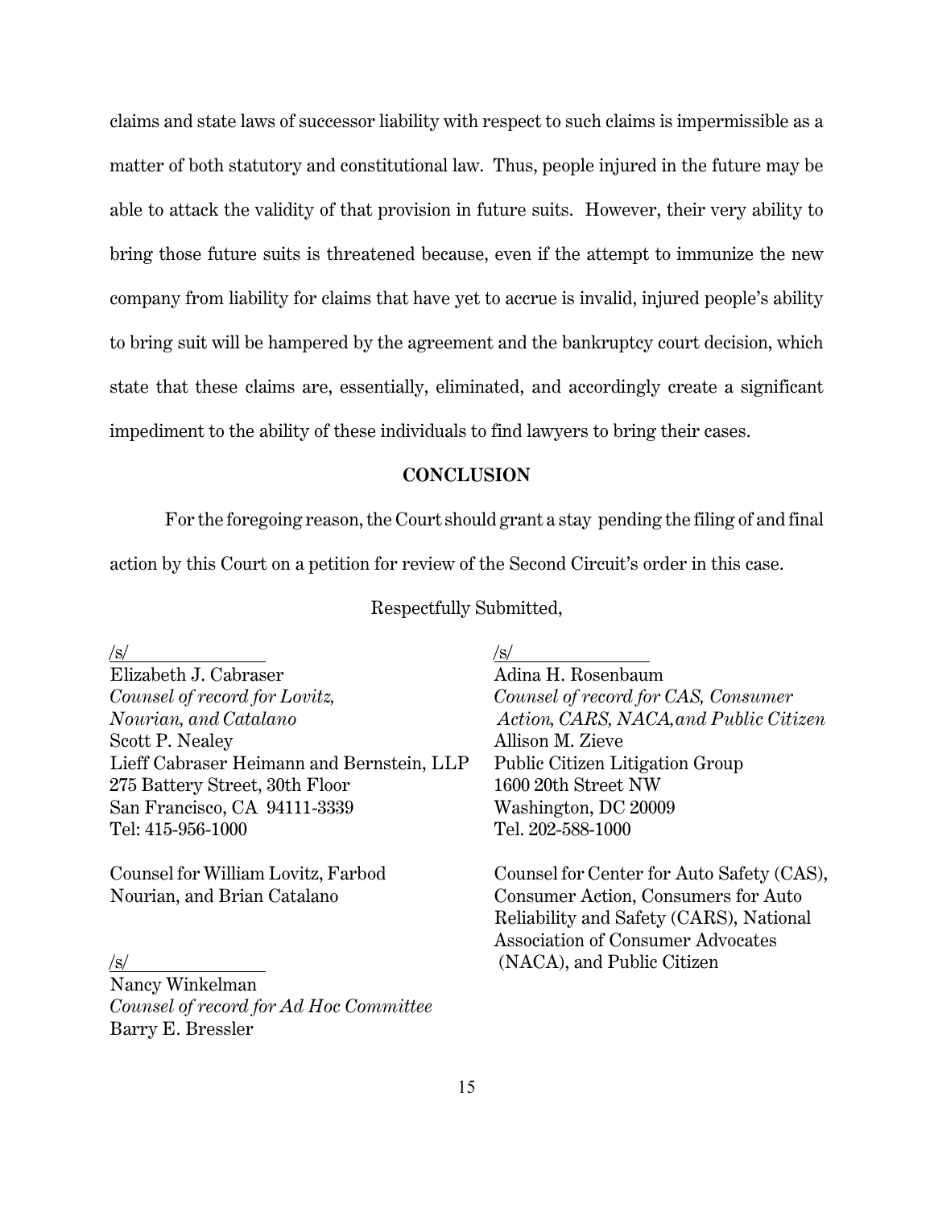claims and state laws of successor liability with respect to such claims is impermissible as a matter of both statutory and constitutional law. Thus, people injured in the future may be able to attack the validity of that provision in future suits. However, their very ability to bring those future suits is threatened because, even if the attempt to immunize the new company from liability for claims that have yet to accrue is invalid, injured people's ability to bring suit will be hampered by the agreement and the bankruptcy court decision, which state that these claims are, essentially, eliminated, and accordingly create a significant impediment to the ability of these individuals to find lawyers to bring their cases.

## CONCLUSION

For the foregoing reason, the Court should grant a stay pending the filing of and final action by this Court on a petition for review of the Second Circuit's order in this case.

Respectfully Submitted,

/s/
Elizabeth J. Cabraser
*Counsel of record for Lovitz, Nourian, and Catalano*
Scott P. Nealey
Lieff Cabraser Heimann and Bernstein, LLP
275 Battery Street, 30th Floor
San Francisco, CA 94111-3339
Tel: 415-956-1000

Counsel for William Lovitz, Farbod Nourian, and Brian Catalano

/s/
Nancy Winkelman
*Counsel of record for Ad Hoc Committee*
Barry E. Bressler

/s/
Adina H. Rosenbaum
*Counsel of record for CAS, Consumer Action, CARS, NACA, and Public Citizen*
Allison M. Zieve
Public Citizen Litigation Group
1600 20th Street NW
Washington, DC 20009
Tel. 202-588-1000

Counsel for Center for Auto Safety (CAS), Consumer Action, Consumers for Auto Reliability and Safety (CARS), National Association of Consumer Advocates (NACA), and Public Citizen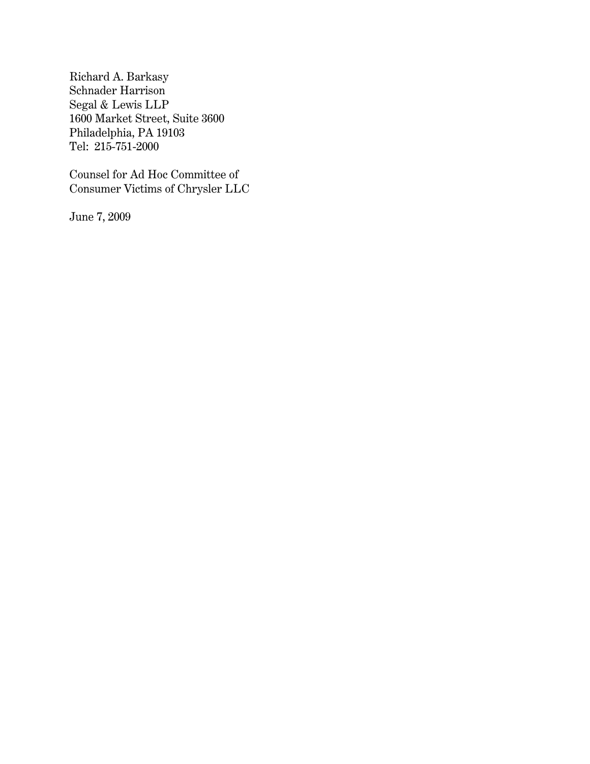Richard A. Barkasy
Schnader Harrison
Segal & Lewis LLP
1600 Market Street, Suite 3600
Philadelphia, PA 19103
Tel: 215-751-2000

Counsel for Ad Hoc Committee of
Consumer Victims of Chrysler LLC

June 7, 2009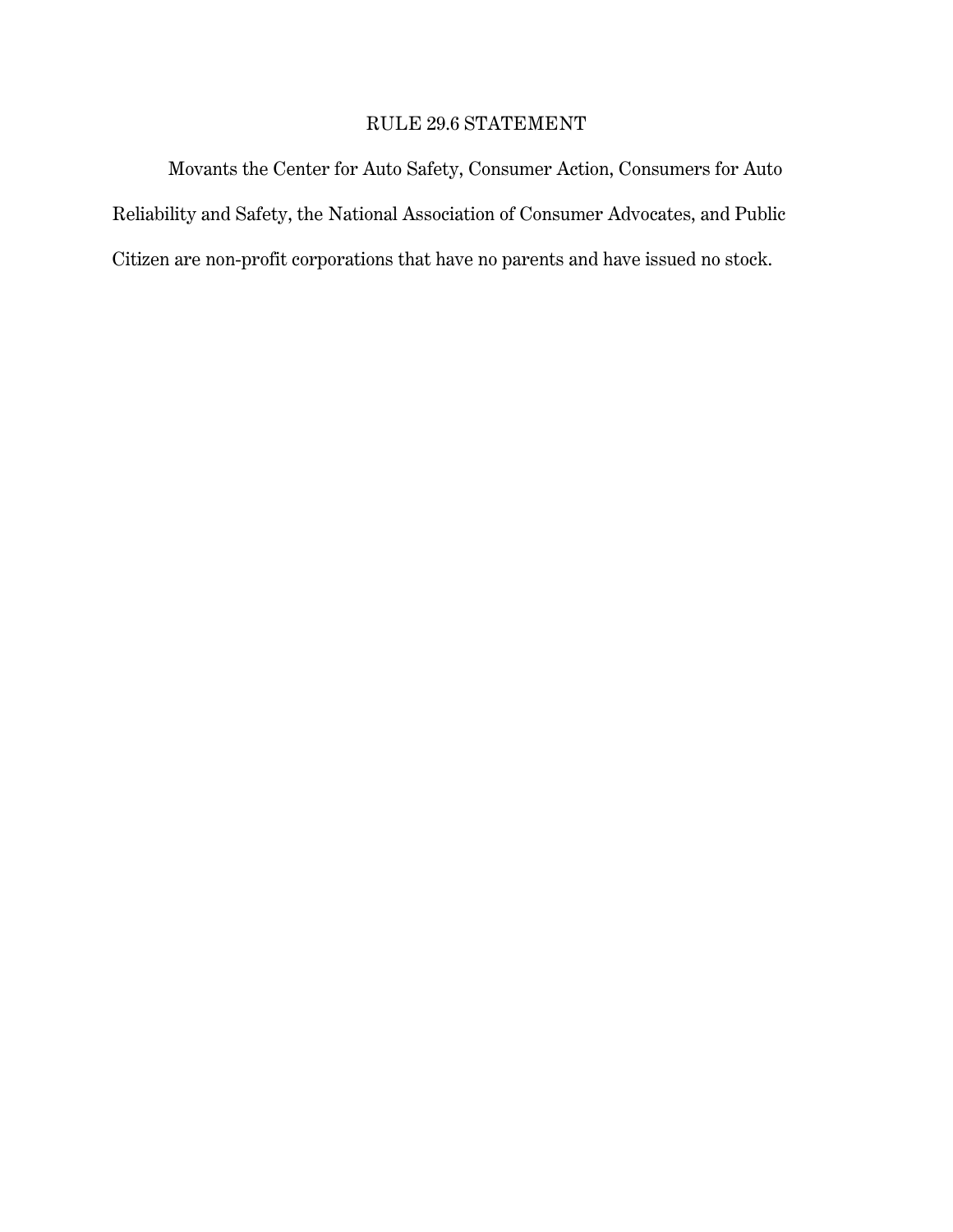# RULE 29.6 STATEMENT

Movants the Center for Auto Safety, Consumer Action, Consumers for Auto Reliability and Safety, the National Association of Consumer Advocates, and Public Citizen are non-profit corporations that have no parents and have issued no stock.